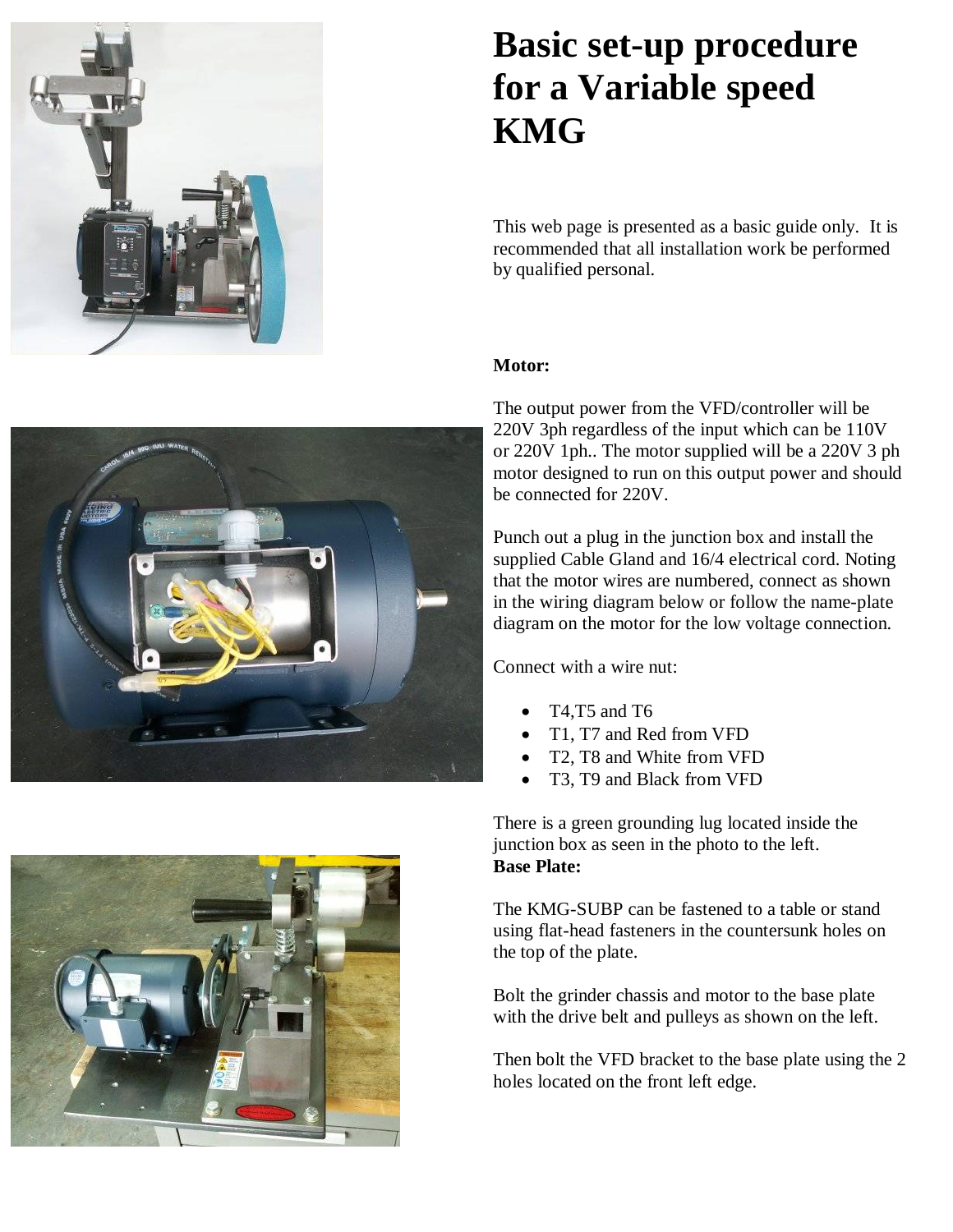# Basic set-up procedure for a Variable speed KMG

This web page is presented as a basic guide only. It is recommended that all installation work be performed by qualified personal.

**Motor:**

The output power from the VFD/controller will be 220V 3ph regardless of the input which can be 110V or 220V 1ph.. The motor supplied will be a 220V 3 ph motor designed to run on this output power and should be connected for 220V.

Punch out a plug in the junction box and install the supplied Cable Gland and 16/4 electrical cord. Noting that the motor wires are numbered, connect as shown in the wiring diagram below or follow the name-plate diagram on the motor for the low voltage connection.

Connect with a wire nut:

- T4,T5 and T6
- T1, T7 and Red from VFD
- T2, T8 and White from VFD
- T3, T9 and Black from VFD

There is a green grounding lug located inside the junction box as seen in the photo to the left.

**Base Plate:**

The KMG-SUBP can be fastened to a table or stand using flat-head fasteners in the countersunk holes on the top of the plate.

Bolt the grinder chassis and motor to the base plate with the drive belt and pulleys as shown on the left.

Then bolt the VFD bracket to the base plate using the 2 holes located on the front left edge.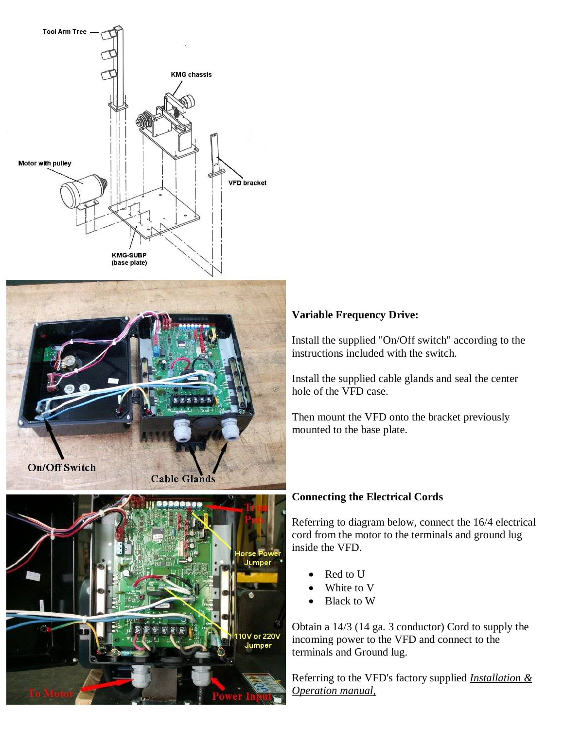**Variable Frequency Drive:**

Install the supplied "On/Off switch" according to the instructions included with the switch.

Install the supplied cable glands and seal the center hole of the VFD case.

Then mount the VFD onto the bracket previously mounted to the base plate.

**Connecting the Electrical Cords**

Referring to diagram below, connect the 16/4 electrical cord from the motor to the terminals and ground lug inside the VFD.

- Red to U
- White to V
- Black to W

Obtain a 14/3 (14 ga. 3 conductor) Cord to supply the incoming power to the VFD and connect to the terminals and Ground lug.

Referring to the VFD's factory supplied *Installation & Operation manual,*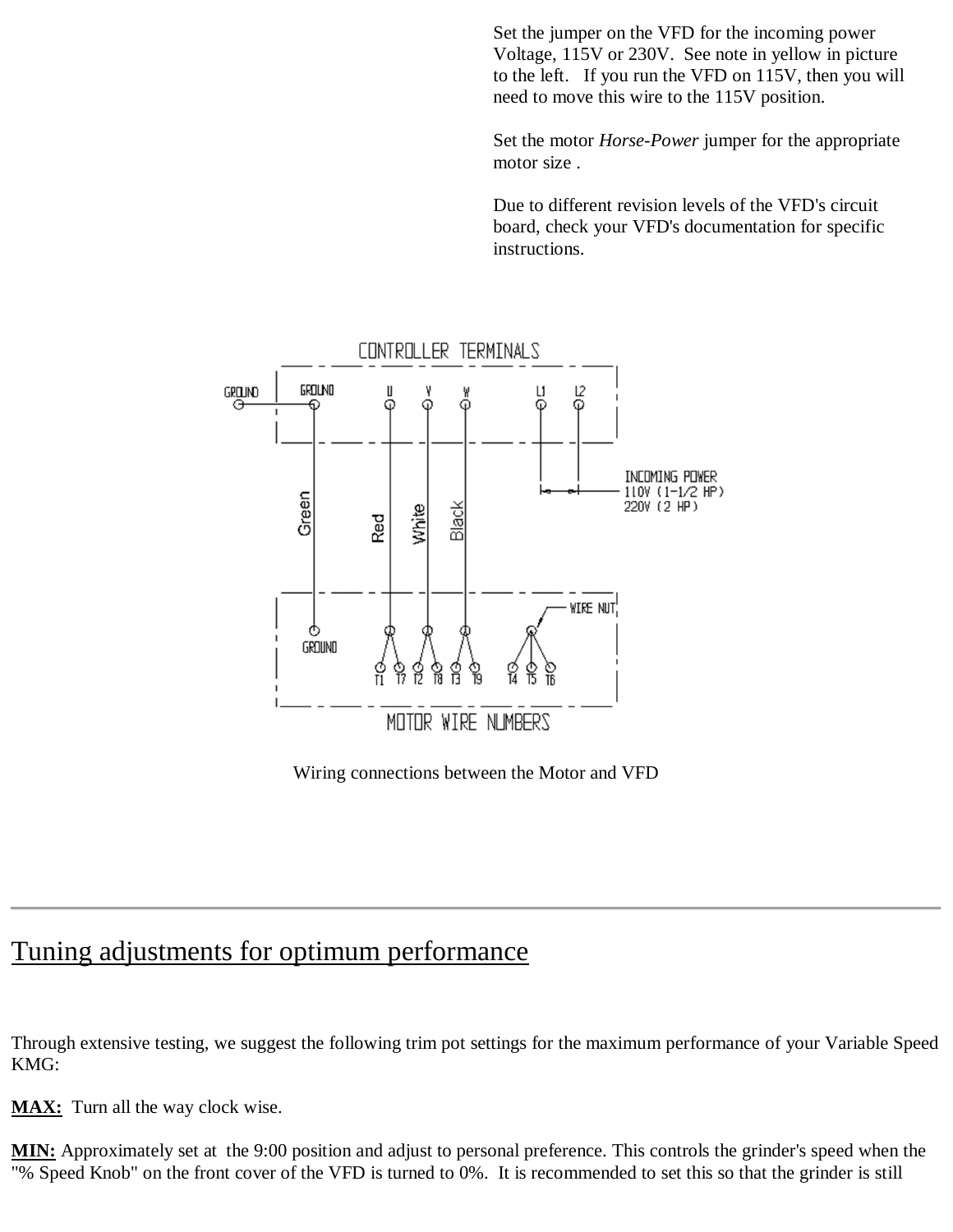Set the jumper on the VFD for the incoming power Voltage, 115V or 230V. See note in yellow in picture to the left. If you run the VFD on 115V, then you will need to move this wire to the 115V position.

Set the motor *Horse-Power* jumper for the appropriate motor size .

Due to different revision levels of the VFD's circuit board, check your VFD's documentation for specific instructions.

CONTROLLER TERMINALS

GROUND | GROUND | U | V | W | L1 | L2

Green | Red | White | Black

INCOMING POWER
110V (1-1/2 HP)
220V (2 HP)

WIRE NUT

GROUND | T1 T7 | T2 T8 | T3 T9 | T4 T5 T6

MOTOR WIRE NUMBERS

Wiring connections between the Motor and VFD

---

## Tuning adjustments for optimum performance

Through extensive testing, we suggest the following trim pot settings for the maximum performance of your Variable Speed KMG:

**MAX:** Turn all the way clock wise.

**MIN:** Approximately set at the 9:00 position and adjust to personal preference. This controls the grinder's speed when the "% Speed Knob" on the front cover of the VFD is turned to 0%. It is recommended to set this so that the grinder is still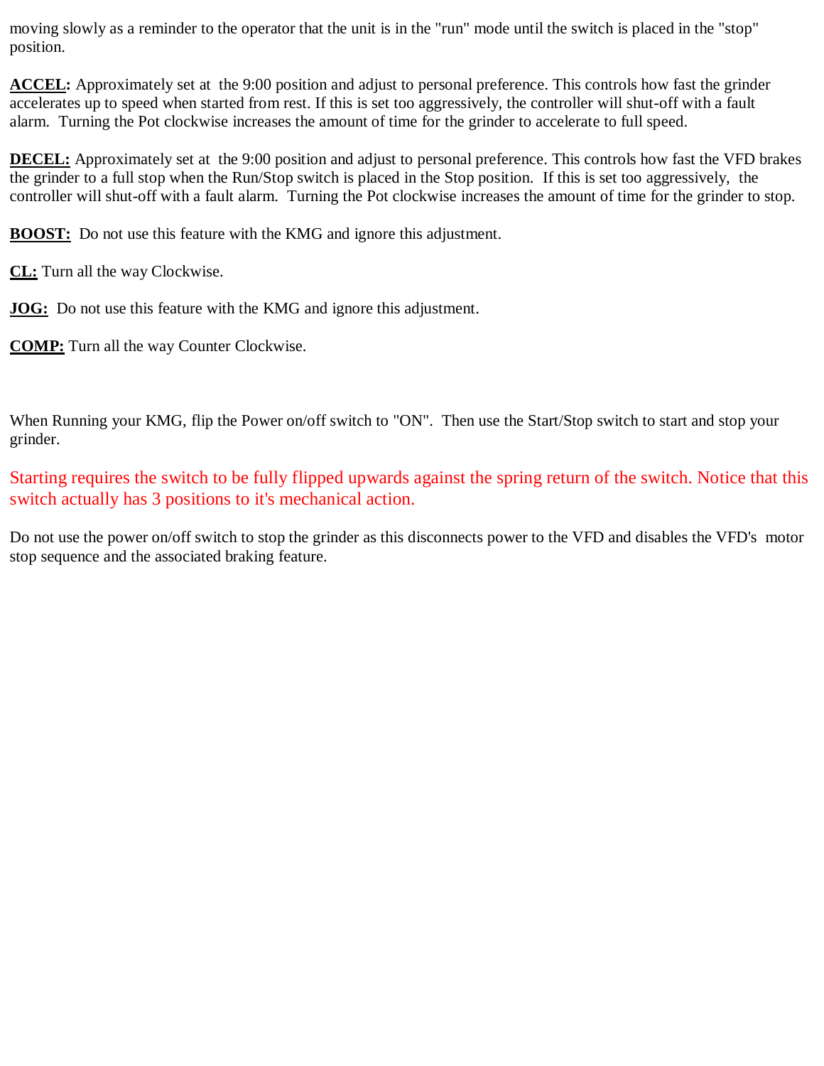moving slowly as a reminder to the operator that the unit is in the "run" mode until the switch is placed in the "stop" position.

**ACCEL:** Approximately set at the 9:00 position and adjust to personal preference. This controls how fast the grinder accelerates up to speed when started from rest. If this is set too aggressively, the controller will shut-off with a fault alarm. Turning the Pot clockwise increases the amount of time for the grinder to accelerate to full speed.

**DECEL:** Approximately set at the 9:00 position and adjust to personal preference. This controls how fast the VFD brakes the grinder to a full stop when the Run/Stop switch is placed in the Stop position. If this is set too aggressively, the controller will shut-off with a fault alarm. Turning the Pot clockwise increases the amount of time for the grinder to stop.

**BOOST:** Do not use this feature with the KMG and ignore this adjustment.

**CL:** Turn all the way Clockwise.

**JOG:** Do not use this feature with the KMG and ignore this adjustment.

**COMP:** Turn all the way Counter Clockwise.

When Running your KMG, flip the Power on/off switch to "ON". Then use the Start/Stop switch to start and stop your grinder.

Starting requires the switch to be fully flipped upwards against the spring return of the switch. Notice that this switch actually has 3 positions to it's mechanical action.

Do not use the power on/off switch to stop the grinder as this disconnects power to the VFD and disables the VFD's motor stop sequence and the associated braking feature.